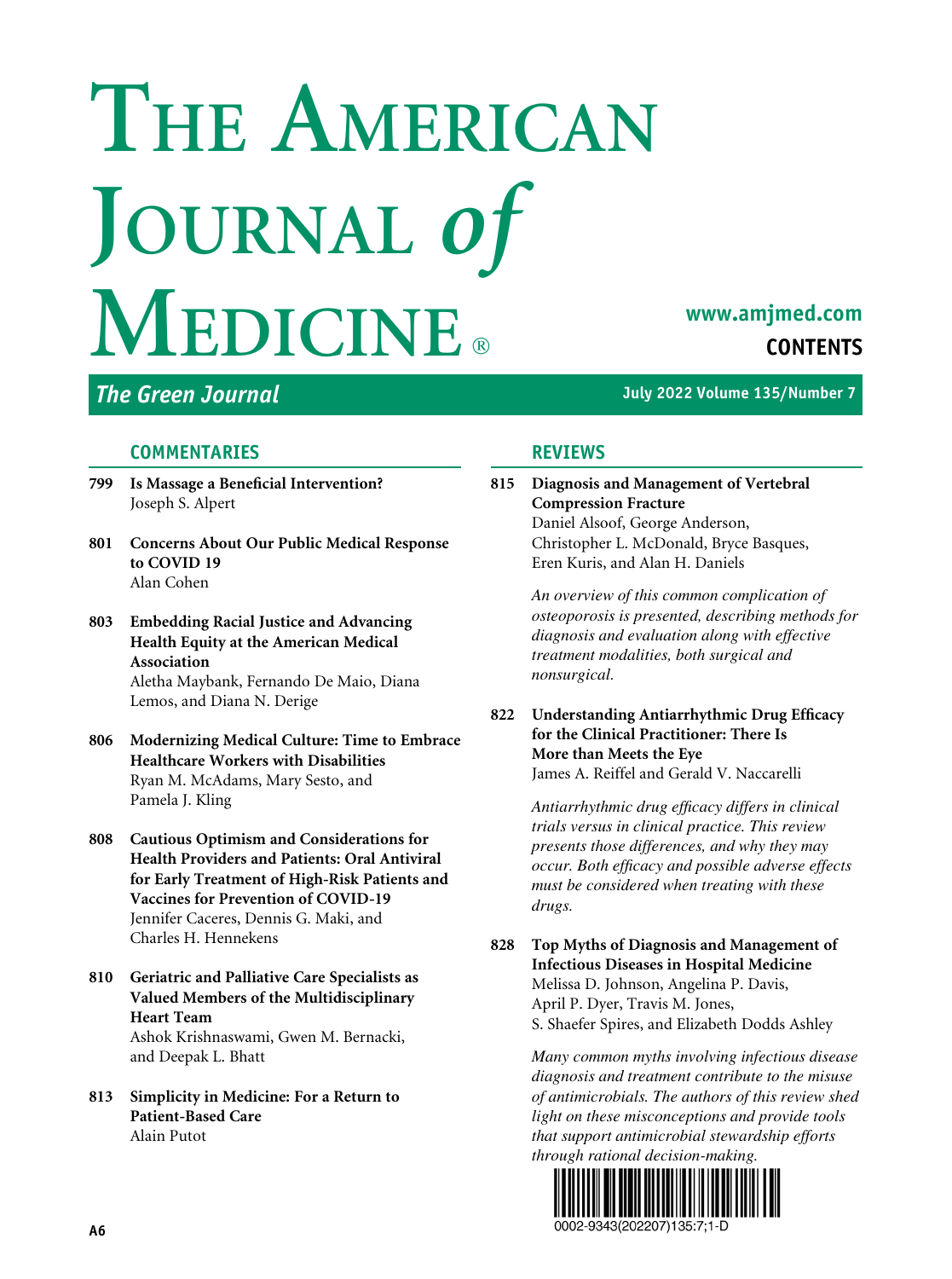# The American Journal of Medicine®

*The Green Journal*

www.amjmed.com

**CONTENTS**

July 2022 Volume 135/Number 7

## COMMENTARIES

**799 Is Massage a Beneficial Intervention?**
Joseph S. Alpert

**801 Concerns About Our Public Medical Response to COVID 19**
Alan Cohen

**803 Embedding Racial Justice and Advancing Health Equity at the American Medical Association**
Aletha Maybank, Fernando De Maio, Diana Lemos, and Diana N. Derige

**806 Modernizing Medical Culture: Time to Embrace Healthcare Workers with Disabilities**
Ryan M. McAdams, Mary Sesto, and Pamela J. Kling

**808 Cautious Optimism and Considerations for Health Providers and Patients: Oral Antiviral for Early Treatment of High-Risk Patients and Vaccines for Prevention of COVID-19**
Jennifer Caceres, Dennis G. Maki, and Charles H. Hennekens

**810 Geriatric and Palliative Care Specialists as Valued Members of the Multidisciplinary Heart Team**
Ashok Krishnaswami, Gwen M. Bernacki, and Deepak L. Bhatt

**813 Simplicity in Medicine: For a Return to Patient-Based Care**
Alain Putot

## REVIEWS

**815 Diagnosis and Management of Vertebral Compression Fracture**
Daniel Alsoof, George Anderson, Christopher L. McDonald, Bryce Basques, Eren Kuris, and Alan H. Daniels

*An overview of this common complication of osteoporosis is presented, describing methods for diagnosis and evaluation along with effective treatment modalities, both surgical and nonsurgical.*

**822 Understanding Antiarrhythmic Drug Efficacy for the Clinical Practitioner: There Is More than Meets the Eye**
James A. Reiffel and Gerald V. Naccarelli

*Antiarrhythmic drug efficacy differs in clinical trials versus in clinical practice. This review presents those differences, and why they may occur. Both efficacy and possible adverse effects must be considered when treating with these drugs.*

**828 Top Myths of Diagnosis and Management of Infectious Diseases in Hospital Medicine**
Melissa D. Johnson, Angelina P. Davis, April P. Dyer, Travis M. Jones, S. Shaefer Spires, and Elizabeth Dodds Ashley

*Many common myths involving infectious disease diagnosis and treatment contribute to the misuse of antimicrobials. The authors of this review shed light on these misconceptions and provide tools that support antimicrobial stewardship efforts through rational decision-making.*

0002-9343(202207)135:7;1-D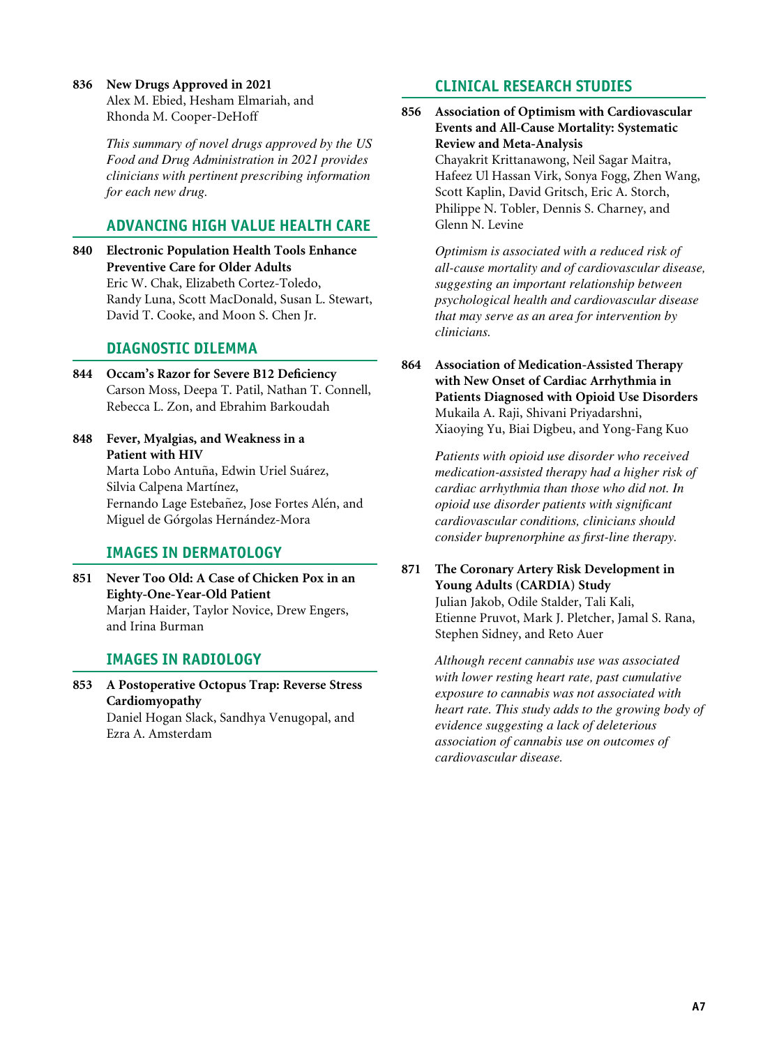**836 New Drugs Approved in 2021**
Alex M. Ebied, Hesham Elmariah, and Rhonda M. Cooper-DeHoff

*This summary of novel drugs approved by the US Food and Drug Administration in 2021 provides clinicians with pertinent prescribing information for each new drug.*

## ADVANCING HIGH VALUE HEALTH CARE

**840 Electronic Population Health Tools Enhance Preventive Care for Older Adults**
Eric W. Chak, Elizabeth Cortez-Toledo, Randy Luna, Scott MacDonald, Susan L. Stewart, David T. Cooke, and Moon S. Chen Jr.

## DIAGNOSTIC DILEMMA

**844 Occam's Razor for Severe B12 Deficiency**
Carson Moss, Deepa T. Patil, Nathan T. Connell, Rebecca L. Zon, and Ebrahim Barkoudah

**848 Fever, Myalgias, and Weakness in a Patient with HIV**
Marta Lobo Antuña, Edwin Uriel Suárez, Silvia Calpena Martínez, Fernando Lage Estebañez, Jose Fortes Alén, and Miguel de Górgolas Hernández-Mora

## IMAGES IN DERMATOLOGY

**851 Never Too Old: A Case of Chicken Pox in an Eighty-One-Year-Old Patient**
Marjan Haider, Taylor Novice, Drew Engers, and Irina Burman

## IMAGES IN RADIOLOGY

**853 A Postoperative Octopus Trap: Reverse Stress Cardiomyopathy**
Daniel Hogan Slack, Sandhya Venugopal, and Ezra A. Amsterdam

## CLINICAL RESEARCH STUDIES

**856 Association of Optimism with Cardiovascular Events and All-Cause Mortality: Systematic Review and Meta-Analysis**
Chayakrit Krittanawong, Neil Sagar Maitra, Hafeez Ul Hassan Virk, Sonya Fogg, Zhen Wang, Scott Kaplin, David Gritsch, Eric A. Storch, Philippe N. Tobler, Dennis S. Charney, and Glenn N. Levine

*Optimism is associated with a reduced risk of all-cause mortality and of cardiovascular disease, suggesting an important relationship between psychological health and cardiovascular disease that may serve as an area for intervention by clinicians.*

**864 Association of Medication-Assisted Therapy with New Onset of Cardiac Arrhythmia in Patients Diagnosed with Opioid Use Disorders**
Mukaila A. Raji, Shivani Priyadarshni, Xiaoying Yu, Biai Digbeu, and Yong-Fang Kuo

*Patients with opioid use disorder who received medication-assisted therapy had a higher risk of cardiac arrhythmia than those who did not. In opioid use disorder patients with significant cardiovascular conditions, clinicians should consider buprenorphine as first-line therapy.*

**871 The Coronary Artery Risk Development in Young Adults (CARDIA) Study**
Julian Jakob, Odile Stalder, Tali Kali, Etienne Pruvot, Mark J. Pletcher, Jamal S. Rana, Stephen Sidney, and Reto Auer

*Although recent cannabis use was associated with lower resting heart rate, past cumulative exposure to cannabis was not associated with heart rate. This study adds to the growing body of evidence suggesting a lack of deleterious association of cannabis use on outcomes of cardiovascular disease.*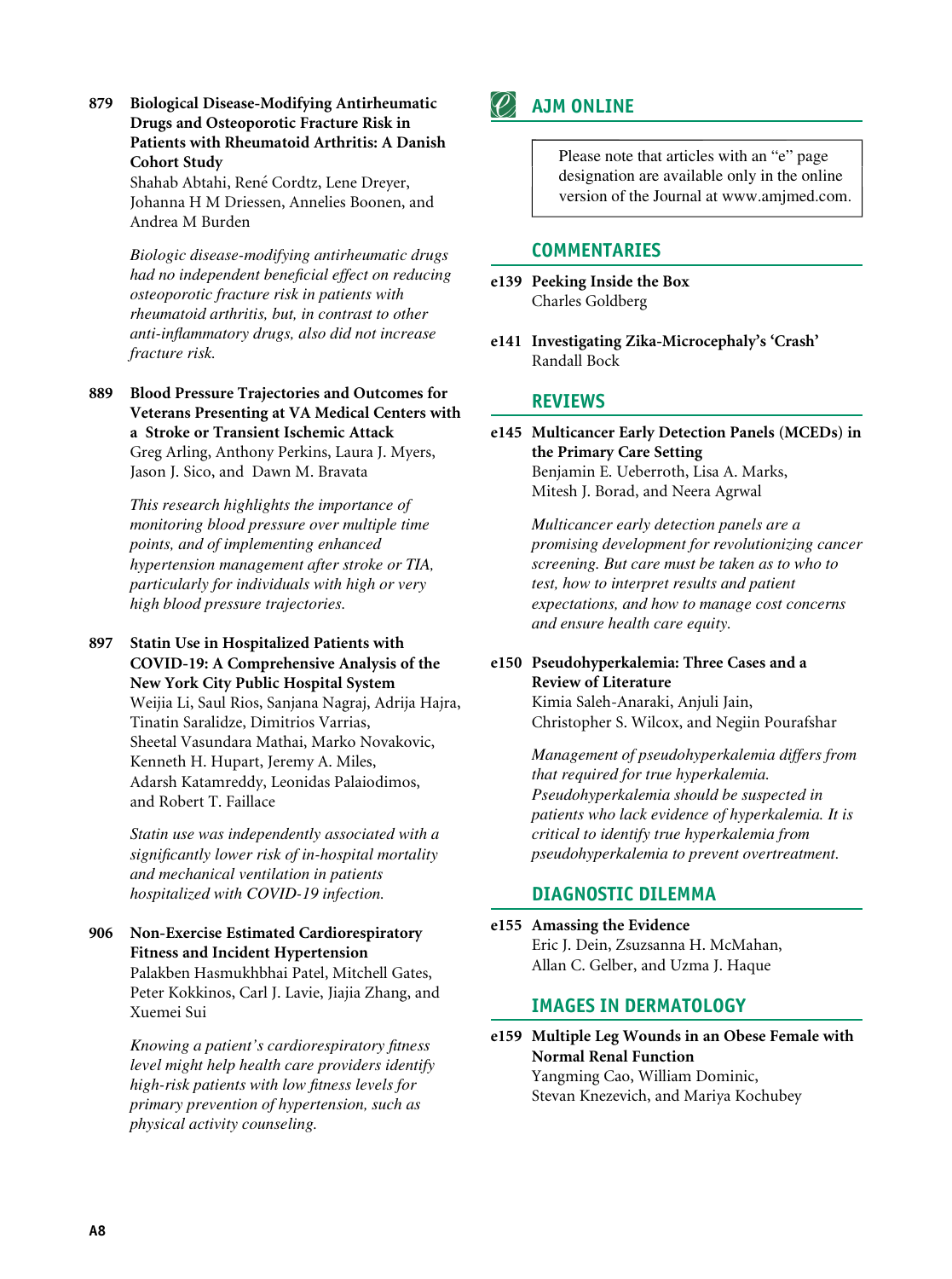**879 Biological Disease-Modifying Antirheumatic Drugs and Osteoporotic Fracture Risk in Patients with Rheumatoid Arthritis: A Danish Cohort Study**
Shahab Abtahi, René Cordtz, Lene Dreyer, Johanna H M Driessen, Annelies Boonen, and Andrea M Burden

*Biologic disease-modifying antirheumatic drugs had no independent beneficial effect on reducing osteoporotic fracture risk in patients with rheumatoid arthritis, but, in contrast to other anti-inflammatory drugs, also did not increase fracture risk.*

**889 Blood Pressure Trajectories and Outcomes for Veterans Presenting at VA Medical Centers with a Stroke or Transient Ischemic Attack**
Greg Arling, Anthony Perkins, Laura J. Myers, Jason J. Sico, and Dawn M. Bravata

*This research highlights the importance of monitoring blood pressure over multiple time points, and of implementing enhanced hypertension management after stroke or TIA, particularly for individuals with high or very high blood pressure trajectories.*

**897 Statin Use in Hospitalized Patients with COVID-19: A Comprehensive Analysis of the New York City Public Hospital System**
Weijia Li, Saul Rios, Sanjana Nagraj, Adrija Hajra, Tinatin Saralidze, Dimitrios Varrias, Sheetal Vasundara Mathai, Marko Novakovic, Kenneth H. Hupart, Jeremy A. Miles, Adarsh Katamreddy, Leonidas Palaiodimos, and Robert T. Faillace

*Statin use was independently associated with a significantly lower risk of in-hospital mortality and mechanical ventilation in patients hospitalized with COVID-19 infection.*

**906 Non-Exercise Estimated Cardiorespiratory Fitness and Incident Hypertension**
Palakben Hasmukhbhai Patel, Mitchell Gates, Peter Kokkinos, Carl J. Lavie, Jiajia Zhang, and Xuemei Sui

*Knowing a patient's cardiorespiratory fitness level might help health care providers identify high-risk patients with low fitness levels for primary prevention of hypertension, such as physical activity counseling.*

## AJM ONLINE

Please note that articles with an "e" page designation are available only in the online version of the Journal at www.amjmed.com.

### COMMENTARIES

**e139 Peeking Inside the Box**
Charles Goldberg

**e141 Investigating Zika-Microcephaly's 'Crash'**
Randall Bock

### REVIEWS

**e145 Multicancer Early Detection Panels (MCEDs) in the Primary Care Setting**
Benjamin E. Ueberroth, Lisa A. Marks, Mitesh J. Borad, and Neera Agrwal

*Multicancer early detection panels are a promising development for revolutionizing cancer screening. But care must be taken as to who to test, how to interpret results and patient expectations, and how to manage cost concerns and ensure health care equity.*

**e150 Pseudohyperkalemia: Three Cases and a Review of Literature**
Kimia Saleh-Anaraki, Anjuli Jain, Christopher S. Wilcox, and Negiin Pourafshar

*Management of pseudohyperkalemia differs from that required for true hyperkalemia. Pseudohyperkalemia should be suspected in patients who lack evidence of hyperkalemia. It is critical to identify true hyperkalemia from pseudohyperkalemia to prevent overtreatment.*

### DIAGNOSTIC DILEMMA

**e155 Amassing the Evidence**
Eric J. Dein, Zsuzsanna H. McMahan, Allan C. Gelber, and Uzma J. Haque

### IMAGES IN DERMATOLOGY

**e159 Multiple Leg Wounds in an Obese Female with Normal Renal Function**
Yangming Cao, William Dominic, Stevan Knezevich, and Mariya Kochubey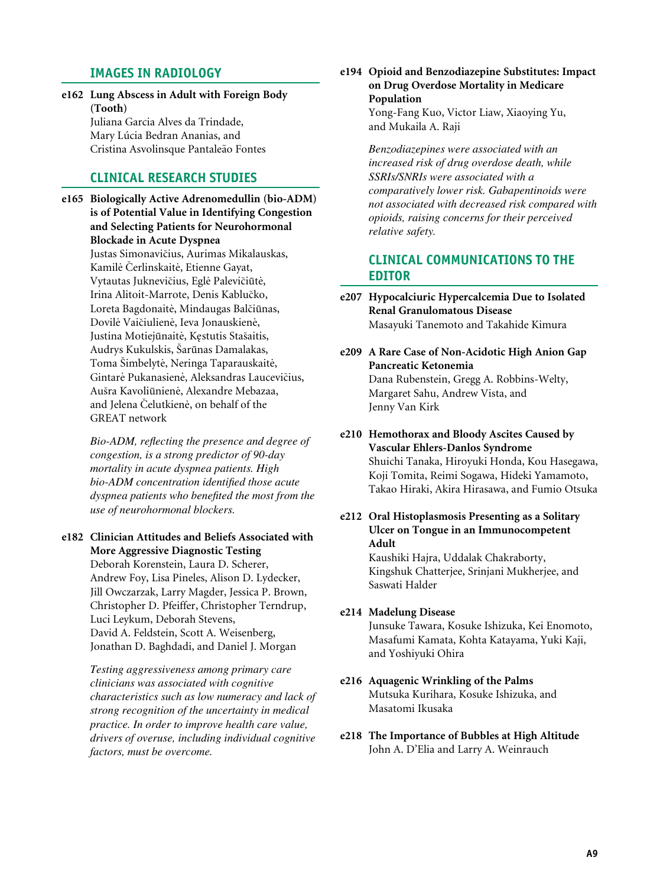## IMAGES IN RADIOLOGY

**e162 Lung Abscess in Adult with Foreign Body (Tooth)**
Juliana Garcia Alves da Trindade, Mary Lúcia Bedran Ananias, and Cristina Asvolinsque Pantaleão Fontes

## CLINICAL RESEARCH STUDIES

**e165 Biologically Active Adrenomedullin (bio-ADM) is of Potential Value in Identifying Congestion and Selecting Patients for Neurohormonal Blockade in Acute Dyspnea**
Justas Simonavičius, Aurimas Mikalauskas, Kamilė Čerlinskaitė, Etienne Gayat, Vytautas Juknevičius, Eglė Palevičiūtė, Irina Alitoit-Marrote, Denis Kablučko, Loreta Bagdonaitė, Mindaugas Balčiūnas, Dovilė Vaičiulienė, Ieva Jonauskienė, Justina Motiejūnaitė, Kęstutis Stašaitis, Audrys Kukulskis, Šarūnas Damalakas, Toma Šimbelytė, Neringa Taparauskaitė, Gintarė Pukanasienė, Aleksandras Laucevičius, Aušra Kavoliūnienė, Alexandre Mebazaa, and Jelena Čelutkienė, on behalf of the GREAT network

*Bio-ADM, reflecting the presence and degree of congestion, is a strong predictor of 90-day mortality in acute dyspnea patients. High bio-ADM concentration identified those acute dyspnea patients who benefited the most from the use of neurohormonal blockers.*

**e182 Clinician Attitudes and Beliefs Associated with More Aggressive Diagnostic Testing**
Deborah Korenstein, Laura D. Scherer, Andrew Foy, Lisa Pineles, Alison D. Lydecker, Jill Owczarzak, Larry Magder, Jessica P. Brown, Christopher D. Pfeiffer, Christopher Terndrup, Luci Leykum, Deborah Stevens, David A. Feldstein, Scott A. Weisenberg, Jonathan D. Baghdadi, and Daniel J. Morgan

*Testing aggressiveness among primary care clinicians was associated with cognitive characteristics such as low numeracy and lack of strong recognition of the uncertainty in medical practice. In order to improve health care value, drivers of overuse, including individual cognitive factors, must be overcome.*

**e194 Opioid and Benzodiazepine Substitutes: Impact on Drug Overdose Mortality in Medicare Population**
Yong-Fang Kuo, Victor Liaw, Xiaoying Yu, and Mukaila A. Raji

*Benzodiazepines were associated with an increased risk of drug overdose death, while SSRIs/SNRIs were associated with a comparatively lower risk. Gabapentinoids were not associated with decreased risk compared with opioids, raising concerns for their perceived relative safety.*

## CLINICAL COMMUNICATIONS TO THE EDITOR

**e207 Hypocalciuric Hypercalcemia Due to Isolated Renal Granulomatous Disease**
Masayuki Tanemoto and Takahide Kimura

**e209 A Rare Case of Non-Acidotic High Anion Gap Pancreatic Ketonemia**
Dana Rubenstein, Gregg A. Robbins-Welty, Margaret Sahu, Andrew Vista, and Jenny Van Kirk

**e210 Hemothorax and Bloody Ascites Caused by Vascular Ehlers-Danlos Syndrome**
Shuichi Tanaka, Hiroyuki Honda, Kou Hasegawa, Koji Tomita, Reimi Sogawa, Hideki Yamamoto, Takao Hiraki, Akira Hirasawa, and Fumio Otsuka

**e212 Oral Histoplasmosis Presenting as a Solitary Ulcer on Tongue in an Immunocompetent Adult**
Kaushiki Hajra, Uddalak Chakraborty, Kingshuk Chatterjee, Srinjani Mukherjee, and Saswati Halder

**e214 Madelung Disease**
Junsuke Tawara, Kosuke Ishizuka, Kei Enomoto, Masafumi Kamata, Kohta Katayama, Yuki Kaji, and Yoshiyuki Ohira

**e216 Aquagenic Wrinkling of the Palms**
Mutsuka Kurihara, Kosuke Ishizuka, and Masatomi Ikusaka

**e218 The Importance of Bubbles at High Altitude**
John A. D'Elia and Larry A. Weinrauch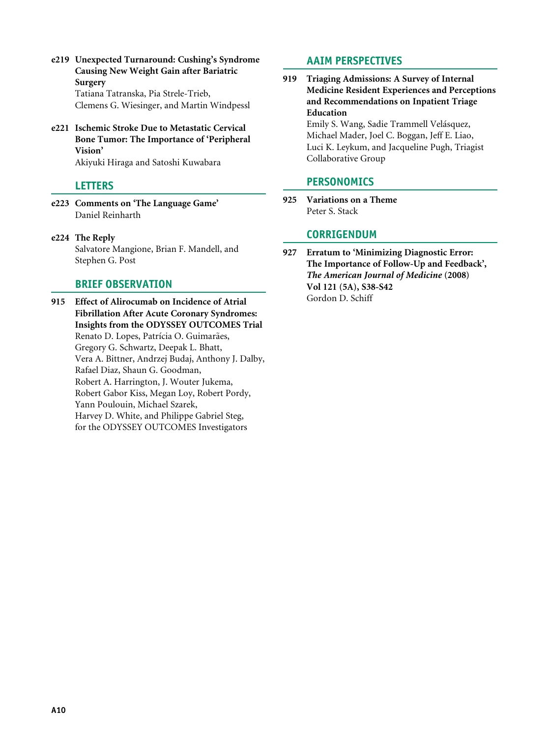**e219 Unexpected Turnaround: Cushing's Syndrome Causing New Weight Gain after Bariatric Surgery**
Tatiana Tatranska, Pia Strele-Trieb, Clemens G. Wiesinger, and Martin Windpessl

**e221 Ischemic Stroke Due to Metastatic Cervical Bone Tumor: The Importance of 'Peripheral Vision'**
Akiyuki Hiraga and Satoshi Kuwabara

## LETTERS

**e223 Comments on 'The Language Game'**
Daniel Reinharth

**e224 The Reply**
Salvatore Mangione, Brian F. Mandell, and Stephen G. Post

## BRIEF OBSERVATION

**915 Effect of Alirocumab on Incidence of Atrial Fibrillation After Acute Coronary Syndromes: Insights from the ODYSSEY OUTCOMES Trial**
Renato D. Lopes, Patrícia O. Guimarães, Gregory G. Schwartz, Deepak L. Bhatt, Vera A. Bittner, Andrzej Budaj, Anthony J. Dalby, Rafael Diaz, Shaun G. Goodman, Robert A. Harrington, J. Wouter Jukema, Robert Gabor Kiss, Megan Loy, Robert Pordy, Yann Poulouin, Michael Szarek, Harvey D. White, and Philippe Gabriel Steg, for the ODYSSEY OUTCOMES Investigators

## AAIM PERSPECTIVES

**919 Triaging Admissions: A Survey of Internal Medicine Resident Experiences and Perceptions and Recommendations on Inpatient Triage Education**
Emily S. Wang, Sadie Trammell Velásquez, Michael Mader, Joel C. Boggan, Jeff E. Liao, Luci K. Leykum, and Jacqueline Pugh, Triagist Collaborative Group

## PERSONOMICS

**925 Variations on a Theme**
Peter S. Stack

## CORRIGENDUM

**927 Erratum to 'Minimizing Diagnostic Error: The Importance of Follow-Up and Feedback', *The American Journal of Medicine* (2008) Vol 121 (5A), S38-S42**
Gordon D. Schiff